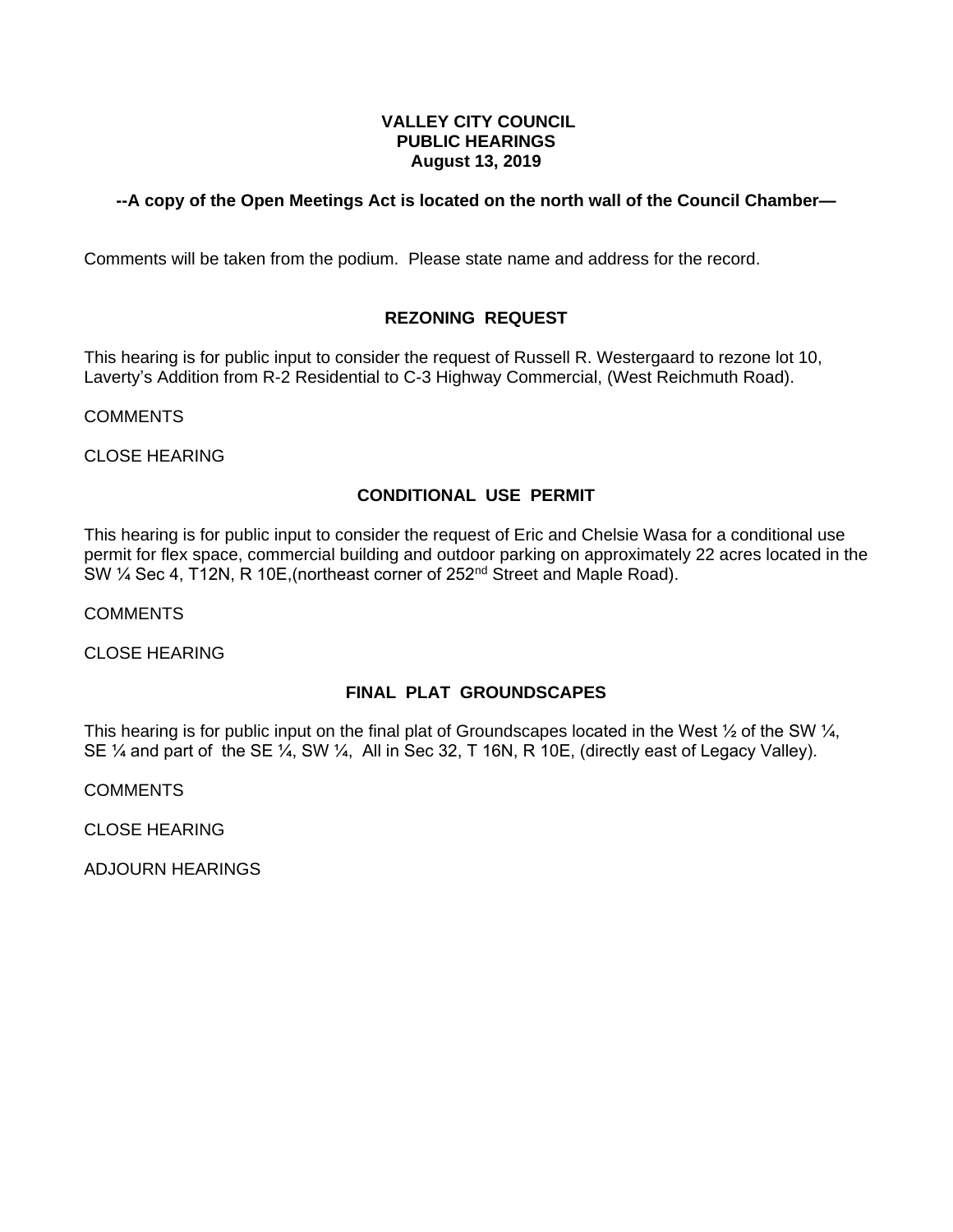# VALLEY CITY COUNCIL
# PUBLIC HEARINGS
# August 13, 2019

**--A copy of the Open Meetings Act is located on the north wall of the Council Chamber—**

Comments will be taken from the podium. Please state name and address for the record.

## REZONING REQUEST

This hearing is for public input to consider the request of Russell R. Westergaard to rezone lot 10, Laverty's Addition from R-2 Residential to C-3 Highway Commercial, (West Reichmuth Road).

COMMENTS

CLOSE HEARING

## CONDITIONAL USE PERMIT

This hearing is for public input to consider the request of Eric and Chelsie Wasa for a conditional use permit for flex space, commercial building and outdoor parking on approximately 22 acres located in the SW ¼ Sec 4, T12N, R 10E,(northeast corner of 252nd Street and Maple Road).

COMMENTS

CLOSE HEARING

## FINAL PLAT GROUNDSCAPES

This hearing is for public input on the final plat of Groundscapes located in the West ½ of the SW ¼, SE ¼ and part of the SE ¼, SW ¼, All in Sec 32, T 16N, R 10E, (directly east of Legacy Valley).

COMMENTS

CLOSE HEARING

ADJOURN HEARINGS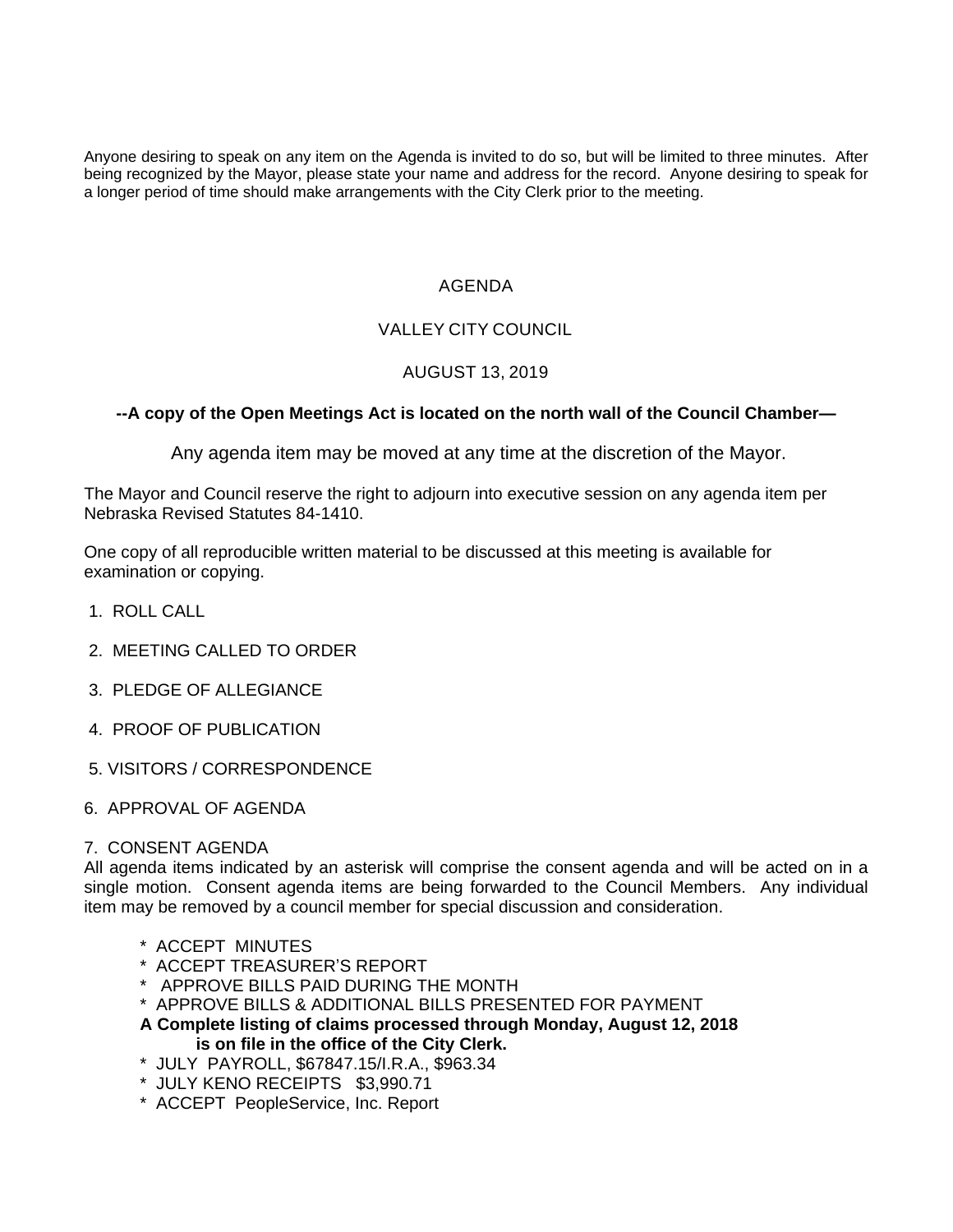Anyone desiring to speak on any item on the Agenda is invited to do so, but will be limited to three minutes. After being recognized by the Mayor, please state your name and address for the record. Anyone desiring to speak for a longer period of time should make arrangements with the City Clerk prior to the meeting.

# AGENDA

## VALLEY CITY COUNCIL

## AUGUST 13, 2019

**--A copy of the Open Meetings Act is located on the north wall of the Council Chamber—**

Any agenda item may be moved at any time at the discretion of the Mayor.

The Mayor and Council reserve the right to adjourn into executive session on any agenda item per Nebraska Revised Statutes 84-1410.

One copy of all reproducible written material to be discussed at this meeting is available for examination or copying.

1. ROLL CALL

2. MEETING CALLED TO ORDER

3. PLEDGE OF ALLEGIANCE

4. PROOF OF PUBLICATION

5. VISITORS / CORRESPONDENCE

6. APPROVAL OF AGENDA

7. CONSENT AGENDA

All agenda items indicated by an asterisk will comprise the consent agenda and will be acted on in a single motion. Consent agenda items are being forwarded to the Council Members. Any individual item may be removed by a council member for special discussion and consideration.

- \* ACCEPT MINUTES
- \* ACCEPT TREASURER'S REPORT
- \* APPROVE BILLS PAID DURING THE MONTH
- \* APPROVE BILLS & ADDITIONAL BILLS PRESENTED FOR PAYMENT

**A Complete listing of claims processed through Monday, August 12, 2018 is on file in the office of the City Clerk.**

- \* JULY PAYROLL, $67847.15/I.R.A., $963.34
- \* JULY KENO RECEIPTS $3,990.71
- \* ACCEPT PeopleService, Inc. Report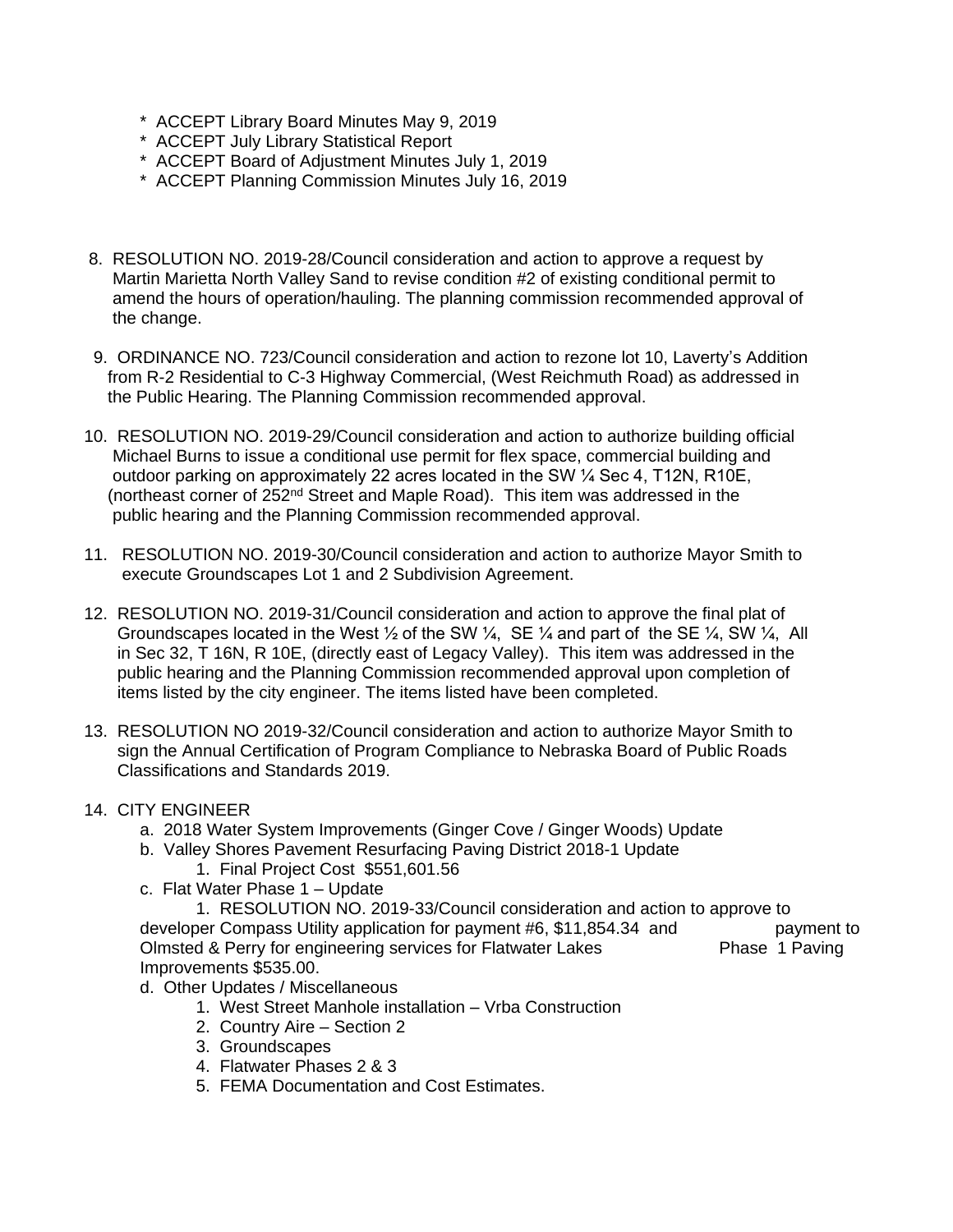* ACCEPT Library Board Minutes May 9, 2019
* ACCEPT July Library Statistical Report
* ACCEPT Board of Adjustment Minutes July 1, 2019
* ACCEPT Planning Commission Minutes July 16, 2019

8. RESOLUTION NO. 2019-28/Council consideration and action to approve a request by Martin Marietta North Valley Sand to revise condition #2 of existing conditional permit to amend the hours of operation/hauling. The planning commission recommended approval of the change.

9. ORDINANCE NO. 723/Council consideration and action to rezone lot 10, Laverty's Addition from R-2 Residential to C-3 Highway Commercial, (West Reichmuth Road) as addressed in the Public Hearing. The Planning Commission recommended approval.

10. RESOLUTION NO. 2019-29/Council consideration and action to authorize building official Michael Burns to issue a conditional use permit for flex space, commercial building and outdoor parking on approximately 22 acres located in the SW ¼ Sec 4, T12N, R10E, (northeast corner of 252nd Street and Maple Road). This item was addressed in the public hearing and the Planning Commission recommended approval.

11. RESOLUTION NO. 2019-30/Council consideration and action to authorize Mayor Smith to execute Groundscapes Lot 1 and 2 Subdivision Agreement.

12. RESOLUTION NO. 2019-31/Council consideration and action to approve the final plat of Groundscapes located in the West ½ of the SW ¼, SE ¼ and part of the SE ¼, SW ¼, All in Sec 32, T 16N, R 10E, (directly east of Legacy Valley). This item was addressed in the public hearing and the Planning Commission recommended approval upon completion of items listed by the city engineer. The items listed have been completed.

13. RESOLUTION NO 2019-32/Council consideration and action to authorize Mayor Smith to sign the Annual Certification of Program Compliance to Nebraska Board of Public Roads Classifications and Standards 2019.

14. CITY ENGINEER
    a. 2018 Water System Improvements (Ginger Cove / Ginger Woods) Update
    b. Valley Shores Pavement Resurfacing Paving District 2018-1 Update
        1. Final Project Cost $551,601.56
    c. Flat Water Phase 1 – Update
        1. RESOLUTION NO. 2019-33/Council consideration and action to approve to developer Compass Utility application for payment #6, $11,854.34 and payment to Olmsted & Perry for engineering services for Flatwater Lakes Phase 1 Paving Improvements $535.00.
    d. Other Updates / Miscellaneous
        1. West Street Manhole installation – Vrba Construction
        2. Country Aire – Section 2
        3. Groundscapes
        4. Flatwater Phases 2 & 3
        5. FEMA Documentation and Cost Estimates.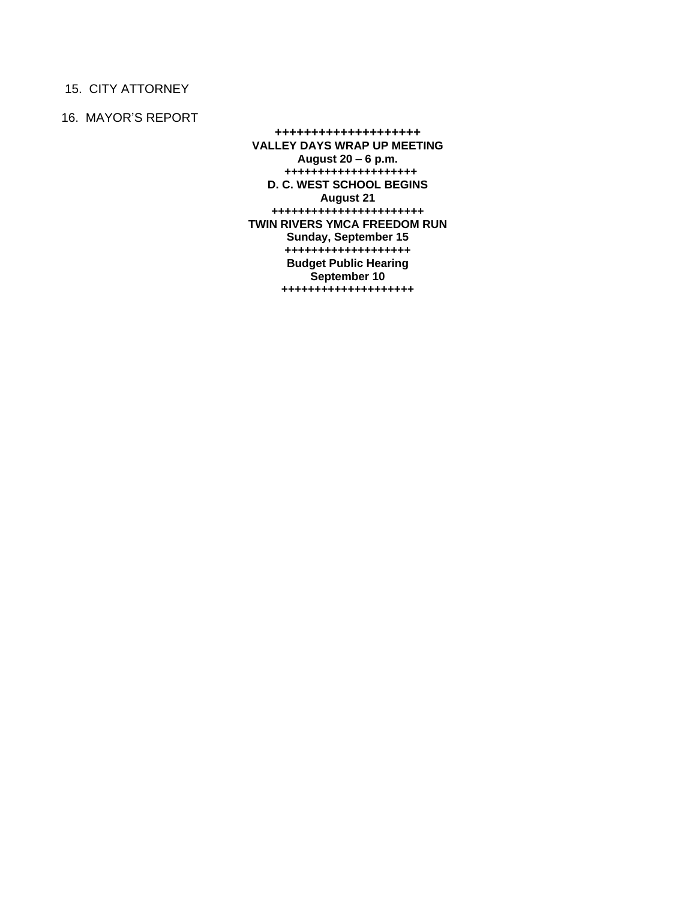15. CITY ATTORNEY

16. MAYOR'S REPORT

**++++++++++++++++++++**

**VALLEY DAYS WRAP UP MEETING**

**August 20 – 6 p.m.**

**++++++++++++++++++++**

**D. C. WEST SCHOOL BEGINS**

**August 21**

**++++++++++++++++++++++**

**TWIN RIVERS YMCA FREEDOM RUN**

**Sunday, September 15**

**++++++++++++++++++**

**Budget Public Hearing**

**September 10**

**++++++++++++++++++++**